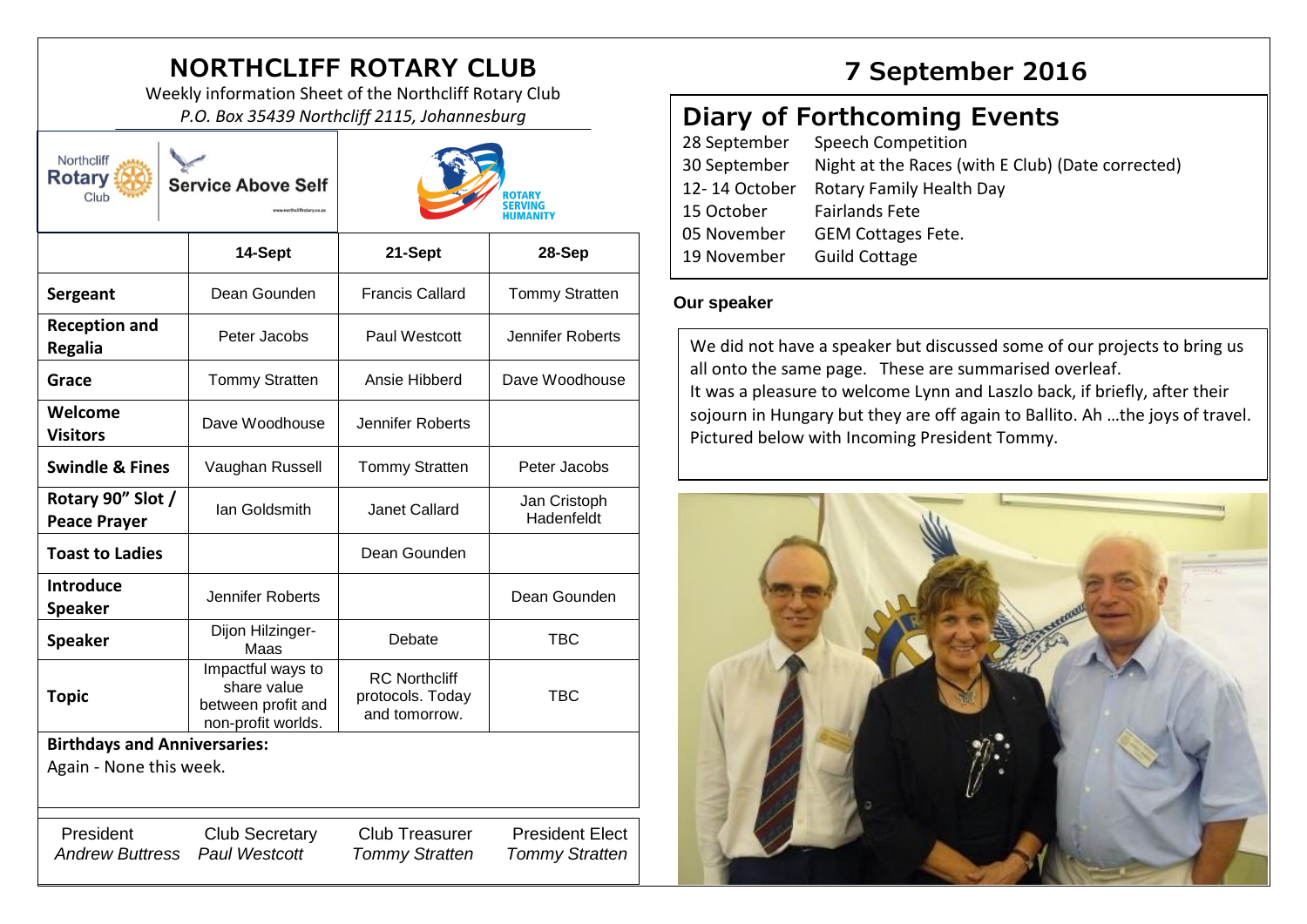# NORTHCLIFF ROTARY CLUB

Weekly information Sheet of the Northcliff Rotary Club

*P.O. Box 35439 Northcliff 2115, Johannesburg*

Northcliff Rotary Club — Service Above Self

ROTARY SERVING HUMANITY

|  | 14-Sept | 21-Sept | 28-Sep |
|---|---|---|---|
| **Sergeant** | Dean Gounden | Francis Callard | Tommy Stratten |
| **Reception and Regalia** | Peter Jacobs | Paul Westcott | Jennifer Roberts |
| **Grace** | Tommy Stratten | Ansie Hibberd | Dave Woodhouse |
| **Welcome Visitors** | Dave Woodhouse | Jennifer Roberts |  |
| **Swindle & Fines** | Vaughan Russell | Tommy Stratten | Peter Jacobs |
| **Rotary 90" Slot / Peace Prayer** | Ian Goldsmith | Janet Callard | Jan Cristoph Hadenfeldt |
| **Toast to Ladies** |  | Dean Gounden |  |
| **Introduce Speaker** | Jennifer Roberts |  | Dean Gounden |
| **Speaker** | Dijon Hilzinger-Maas | Debate | TBC |
| **Topic** | Impactful ways to share value between profit and non-profit worlds. | RC Northcliff protocols. Today and tomorrow. | TBC |

**Birthdays and Anniversaries:**

Again - None this week.

| President | Club Secretary | Club Treasurer | President Elect |
|---|---|---|---|
| *Andrew Buttress* | *Paul Westcott* | *Tommy Stratten* | *Tommy Stratten* |

# 7 September 2016

## Diary of Forthcoming Events

| | |
|---|---|
| 28 September | Speech Competition |
| 30 September | Night at the Races (with E Club) (Date corrected) |
| 12- 14 October | Rotary Family Health Day |
| 15 October | Fairlands Fete |
| 05 November | GEM Cottages Fete. |
| 19 November | Guild Cottage |

**Our speaker**

We did not have a speaker but discussed some of our projects to bring us all onto the same page. These are summarised overleaf.

It was a pleasure to welcome Lynn and Laszlo back, if briefly, after their sojourn in Hungary but they are off again to Ballito. Ah …the joys of travel. Pictured below with Incoming President Tommy.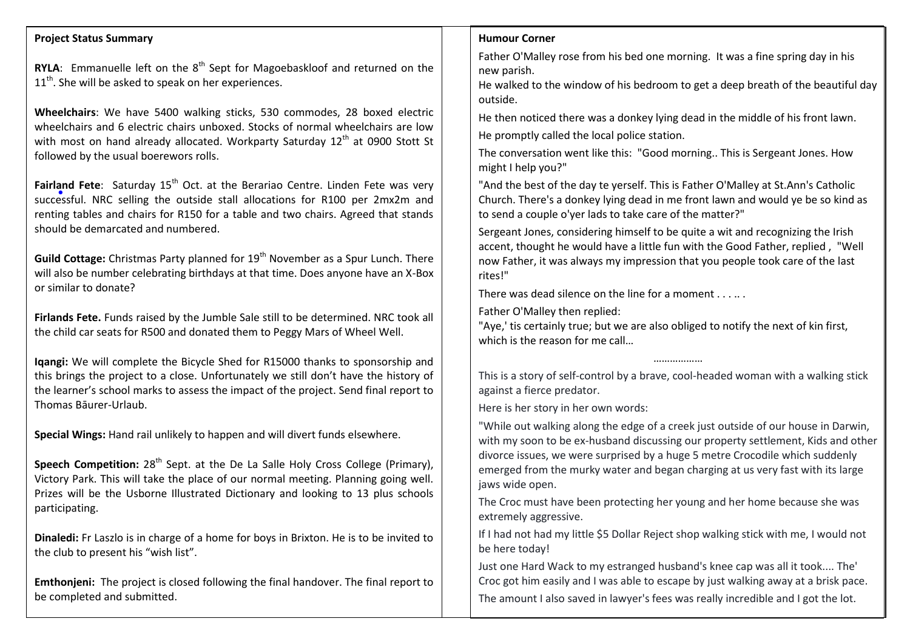## Project Status Summary

**RYLA**: Emmanuelle left on the 8th Sept for Magoebaskloof and returned on the 11th. She will be asked to speak on her experiences.

**Wheelchairs**: We have 5400 walking sticks, 530 commodes, 28 boxed electric wheelchairs and 6 electric chairs unboxed. Stocks of normal wheelchairs are low with most on hand already allocated. Workparty Saturday 12th at 0900 Stott St followed by the usual boerewors rolls.

**Fairland Fete**: Saturday 15th Oct. at the Berariao Centre. Linden Fete was very successful. NRC selling the outside stall allocations for R100 per 2mx2m and renting tables and chairs for R150 for a table and two chairs. Agreed that stands should be demarcated and numbered.

**Guild Cottage:** Christmas Party planned for 19th November as a Spur Lunch. There will also be number celebrating birthdays at that time. Does anyone have an X-Box or similar to donate?

**Firlands Fete.** Funds raised by the Jumble Sale still to be determined. NRC took all the child car seats for R500 and donated them to Peggy Mars of Wheel Well.

**Iqangi:** We will complete the Bicycle Shed for R15000 thanks to sponsorship and this brings the project to a close. Unfortunately we still don't have the history of the learner's school marks to assess the impact of the project. Send final report to Thomas Bāurer-Urlaub.

**Special Wings:** Hand rail unlikely to happen and will divert funds elsewhere.

**Speech Competition:** 28th Sept. at the De La Salle Holy Cross College (Primary), Victory Park. This will take the place of our normal meeting. Planning going well. Prizes will be the Usborne Illustrated Dictionary and looking to 13 plus schools participating.

**Dinaledi:** Fr Laszlo is in charge of a home for boys in Brixton. He is to be invited to the club to present his "wish list".

**Emthonjeni:** The project is closed following the final handover. The final report to be completed and submitted.

## Humour Corner

Father O'Malley rose from his bed one morning. It was a fine spring day in his new parish.

He walked to the window of his bedroom to get a deep breath of the beautiful day outside.

He then noticed there was a donkey lying dead in the middle of his front lawn.

He promptly called the local police station.

The conversation went like this: "Good morning.. This is Sergeant Jones. How might I help you?"

"And the best of the day te yerself. This is Father O'Malley at St.Ann's Catholic Church. There's a donkey lying dead in me front lawn and would ye be so kind as to send a couple o'yer lads to take care of the matter?"

Sergeant Jones, considering himself to be quite a wit and recognizing the Irish accent, thought he would have a little fun with the Good Father, replied , "Well now Father, it was always my impression that you people took care of the last rites!"

There was dead silence on the line for a moment . . . .. .

Father O'Malley then replied:

"Aye,' tis certainly true; but we are also obliged to notify the next of kin first, which is the reason for me call…

………………

This is a story of self-control by a brave, cool-headed woman with a walking stick against a fierce predator.

Here is her story in her own words:

"While out walking along the edge of a creek just outside of our house in Darwin, with my soon to be ex-husband discussing our property settlement, Kids and other divorce issues, we were surprised by a huge 5 metre Crocodile which suddenly emerged from the murky water and began charging at us very fast with its large jaws wide open.

The Croc must have been protecting her young and her home because she was extremely aggressive.

If I had not had my little $5 Dollar Reject shop walking stick with me, I would not be here today!

Just one Hard Wack to my estranged husband's knee cap was all it took.... The' Croc got him easily and I was able to escape by just walking away at a brisk pace.

The amount I also saved in lawyer's fees was really incredible and I got the lot.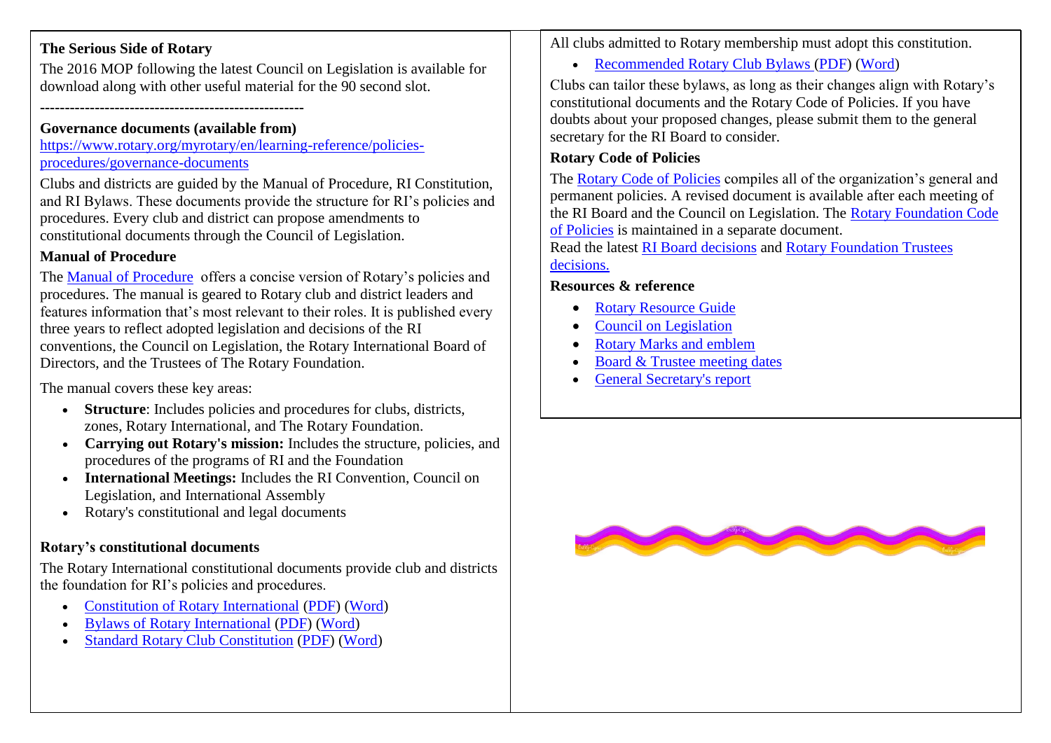**The Serious Side of Rotary**

The 2016 MOP following the latest Council on Legislation is available for download along with other useful material for the 90 second slot.

-----------------------------------------------------

**Governance documents (available from)**
https://www.rotary.org/myrotary/en/learning-reference/policies-procedures/governance-documents

Clubs and districts are guided by the Manual of Procedure, RI Constitution, and RI Bylaws. These documents provide the structure for RI's policies and procedures. Every club and district can propose amendments to constitutional documents through the Council of Legislation.

**Manual of Procedure**

The Manual of Procedure offers a concise version of Rotary's policies and procedures. The manual is geared to Rotary club and district leaders and features information that's most relevant to their roles. It is published every three years to reflect adopted legislation and decisions of the RI conventions, the Council on Legislation, the Rotary International Board of Directors, and the Trustees of The Rotary Foundation.

The manual covers these key areas:

- **Structure**: Includes policies and procedures for clubs, districts, zones, Rotary International, and The Rotary Foundation.
- **Carrying out Rotary's mission:** Includes the structure, policies, and procedures of the programs of RI and the Foundation
- **International Meetings:** Includes the RI Convention, Council on Legislation, and International Assembly
- Rotary's constitutional and legal documents

**Rotary's constitutional documents**

The Rotary International constitutional documents provide club and districts the foundation for RI's policies and procedures.

- Constitution of Rotary International (PDF) (Word)
- Bylaws of Rotary International (PDF) (Word)
- Standard Rotary Club Constitution (PDF) (Word)

All clubs admitted to Rotary membership must adopt this constitution.

- Recommended Rotary Club Bylaws (PDF) (Word)

Clubs can tailor these bylaws, as long as their changes align with Rotary's constitutional documents and the Rotary Code of Policies. If you have doubts about your proposed changes, please submit them to the general secretary for the RI Board to consider.

**Rotary Code of Policies**

The Rotary Code of Policies compiles all of the organization's general and permanent policies. A revised document is available after each meeting of the RI Board and the Council on Legislation. The Rotary Foundation Code of Policies is maintained in a separate document.
Read the latest RI Board decisions and Rotary Foundation Trustees decisions.

**Resources & reference**

- Rotary Resource Guide
- Council on Legislation
- Rotary Marks and emblem
- Board & Trustee meeting dates
- General Secretary's report